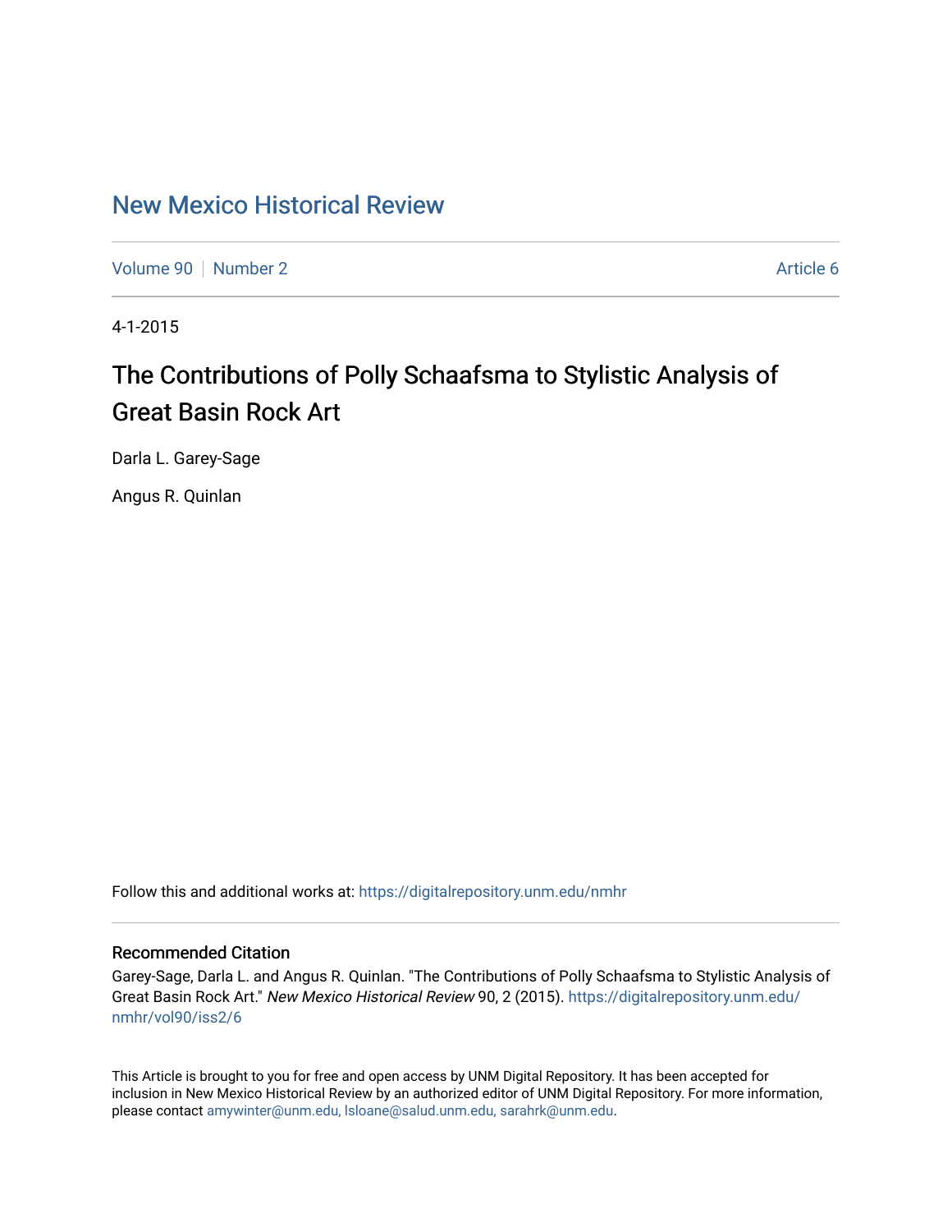# New Mexico Historical Review

Volume 90 | Number 2 | Article 6

4-1-2015

## The Contributions of Polly Schaafsma to Stylistic Analysis of Great Basin Rock Art

Darla L. Garey-Sage

Angus R. Quinlan

Follow this and additional works at: https://digitalrepository.unm.edu/nmhr

### Recommended Citation

Garey-Sage, Darla L. and Angus R. Quinlan. "The Contributions of Polly Schaafsma to Stylistic Analysis of Great Basin Rock Art." *New Mexico Historical Review* 90, 2 (2015). https://digitalrepository.unm.edu/nmhr/vol90/iss2/6

This Article is brought to you for free and open access by UNM Digital Repository. It has been accepted for inclusion in New Mexico Historical Review by an authorized editor of UNM Digital Repository. For more information, please contact amywinter@unm.edu, lsloane@salud.unm.edu, sarahrk@unm.edu.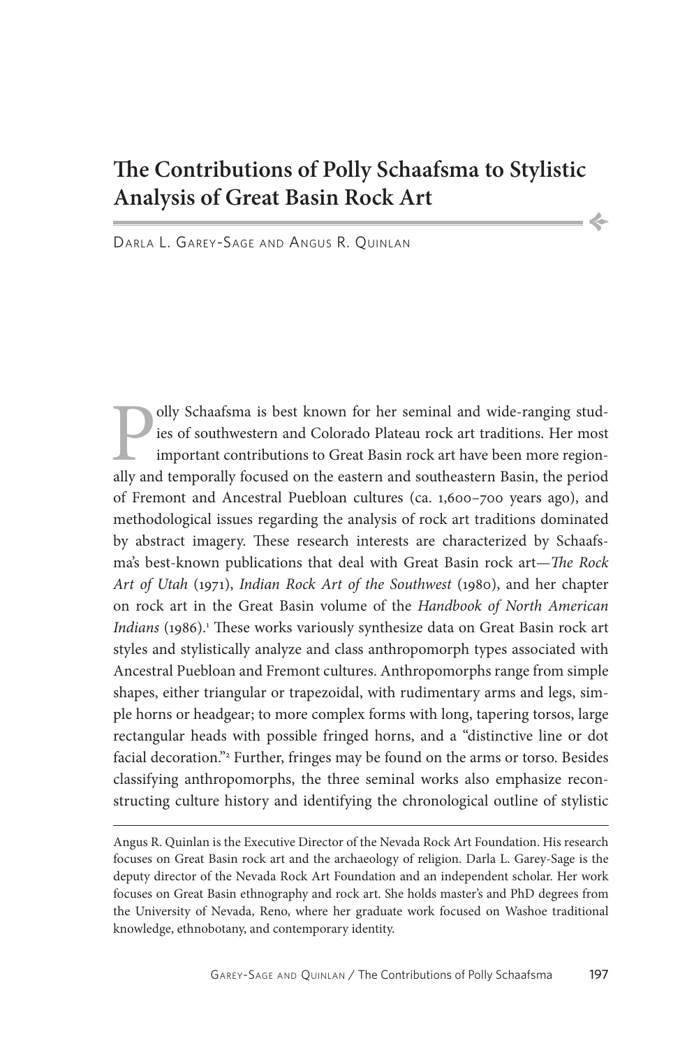# The Contributions of Polly Schaafsma to Stylistic Analysis of Great Basin Rock Art

Darla L. Garey-Sage and Angus R. Quinlan

Polly Schaafsma is best known for her seminal and wide-ranging studies of southwestern and Colorado Plateau rock art traditions. Her most important contributions to Great Basin rock art have been more regionally and temporally focused on the eastern and southeastern Basin, the period of Fremont and Ancestral Puebloan cultures (ca. 1,600–700 years ago), and methodological issues regarding the analysis of rock art traditions dominated by abstract imagery. These research interests are characterized by Schaafsma's best-known publications that deal with Great Basin rock art—*The Rock Art of Utah* (1971), *Indian Rock Art of the Southwest* (1980), and her chapter on rock art in the Great Basin volume of the *Handbook of North American Indians* (1986).[1] These works variously synthesize data on Great Basin rock art styles and stylistically analyze and class anthropomorph types associated with Ancestral Puebloan and Fremont cultures. Anthropomorphs range from simple shapes, either triangular or trapezoidal, with rudimentary arms and legs, simple horns or headgear; to more complex forms with long, tapering torsos, large rectangular heads with possible fringed horns, and a "distinctive line or dot facial decoration."[2] Further, fringes may be found on the arms or torso. Besides classifying anthropomorphs, the three seminal works also emphasize reconstructing culture history and identifying the chronological outline of stylistic

---

Angus R. Quinlan is the Executive Director of the Nevada Rock Art Foundation. His research focuses on Great Basin rock art and the archaeology of religion. Darla L. Garey-Sage is the deputy director of the Nevada Rock Art Foundation and an independent scholar. Her work focuses on Great Basin ethnography and rock art. She holds master's and PhD degrees from the University of Nevada, Reno, where her graduate work focused on Washoe traditional knowledge, ethnobotany, and contemporary identity.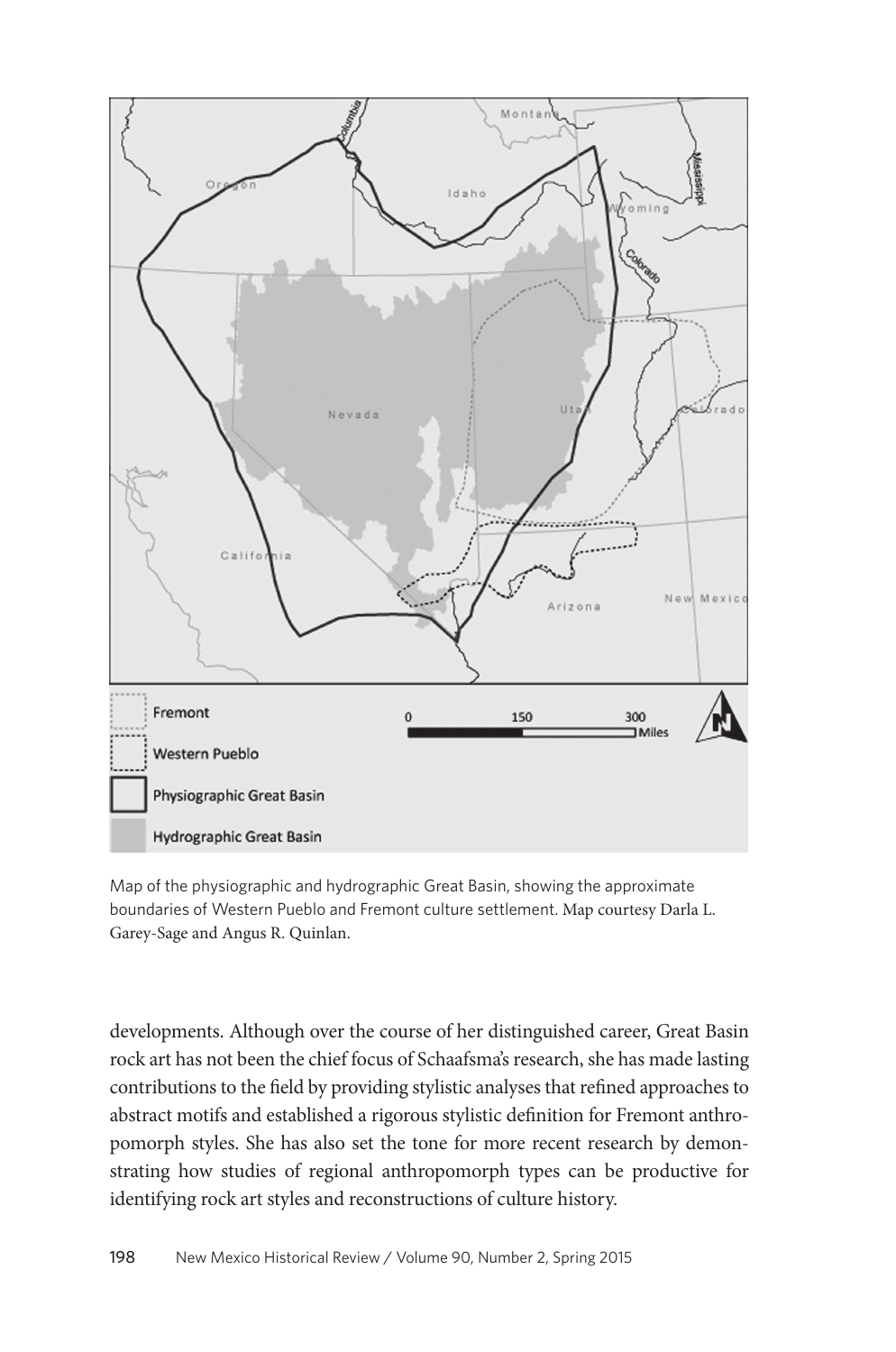Map of the physiographic and hydrographic Great Basin, showing the approximate boundaries of Western Pueblo and Fremont culture settlement. Map courtesy Darla L. Garey-Sage and Angus R. Quinlan.

developments. Although over the course of her distinguished career, Great Basin rock art has not been the chief focus of Schaafsma's research, she has made lasting contributions to the field by providing stylistic analyses that refined approaches to abstract motifs and established a rigorous stylistic definition for Fremont anthropomorph styles. She has also set the tone for more recent research by demonstrating how studies of regional anthropomorph types can be productive for identifying rock art styles and reconstructions of culture history.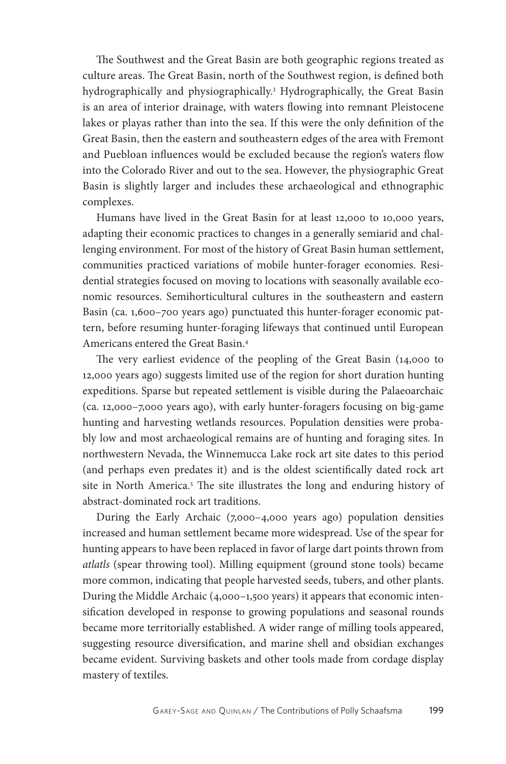The Southwest and the Great Basin are both geographic regions treated as culture areas. The Great Basin, north of the Southwest region, is defined both hydrographically and physiographically.[3] Hydrographically, the Great Basin is an area of interior drainage, with waters flowing into remnant Pleistocene lakes or playas rather than into the sea. If this were the only definition of the Great Basin, then the eastern and southeastern edges of the area with Fremont and Puebloan influences would be excluded because the region's waters flow into the Colorado River and out to the sea. However, the physiographic Great Basin is slightly larger and includes these archaeological and ethnographic complexes.

Humans have lived in the Great Basin for at least 12,000 to 10,000 years, adapting their economic practices to changes in a generally semiarid and challenging environment. For most of the history of Great Basin human settlement, communities practiced variations of mobile hunter-forager economies. Residential strategies focused on moving to locations with seasonally available economic resources. Semihorticultural cultures in the southeastern and eastern Basin (ca. 1,600–700 years ago) punctuated this hunter-forager economic pattern, before resuming hunter-foraging lifeways that continued until European Americans entered the Great Basin.[4]

The very earliest evidence of the peopling of the Great Basin (14,000 to 12,000 years ago) suggests limited use of the region for short duration hunting expeditions. Sparse but repeated settlement is visible during the Palaeoarchaic (ca. 12,000–7,000 years ago), with early hunter-foragers focusing on big-game hunting and harvesting wetlands resources. Population densities were probably low and most archaeological remains are of hunting and foraging sites. In northwestern Nevada, the Winnemucca Lake rock art site dates to this period (and perhaps even predates it) and is the oldest scientifically dated rock art site in North America.[5] The site illustrates the long and enduring history of abstract-dominated rock art traditions.

During the Early Archaic (7,000–4,000 years ago) population densities increased and human settlement became more widespread. Use of the spear for hunting appears to have been replaced in favor of large dart points thrown from *atlatls* (spear throwing tool). Milling equipment (ground stone tools) became more common, indicating that people harvested seeds, tubers, and other plants. During the Middle Archaic (4,000–1,500 years) it appears that economic intensification developed in response to growing populations and seasonal rounds became more territorially established. A wider range of milling tools appeared, suggesting resource diversification, and marine shell and obsidian exchanges became evident. Surviving baskets and other tools made from cordage display mastery of textiles.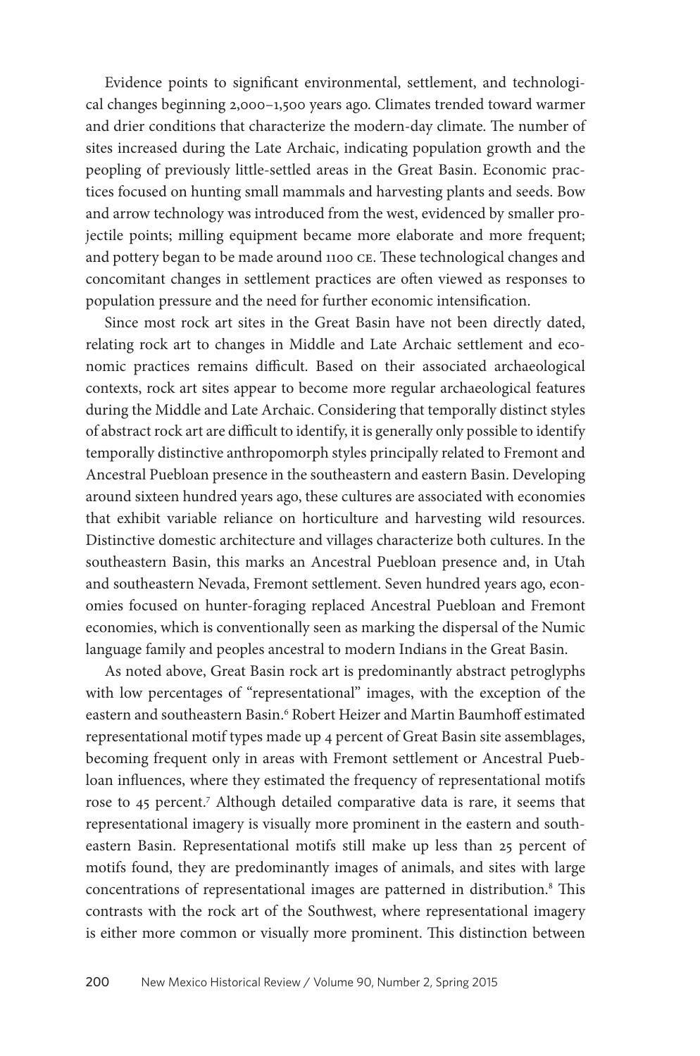Evidence points to significant environmental, settlement, and technological changes beginning 2,000–1,500 years ago. Climates trended toward warmer and drier conditions that characterize the modern-day climate. The number of sites increased during the Late Archaic, indicating population growth and the peopling of previously little-settled areas in the Great Basin. Economic practices focused on hunting small mammals and harvesting plants and seeds. Bow and arrow technology was introduced from the west, evidenced by smaller projectile points; milling equipment became more elaborate and more frequent; and pottery began to be made around 1100 CE. These technological changes and concomitant changes in settlement practices are often viewed as responses to population pressure and the need for further economic intensification.

Since most rock art sites in the Great Basin have not been directly dated, relating rock art to changes in Middle and Late Archaic settlement and economic practices remains difficult. Based on their associated archaeological contexts, rock art sites appear to become more regular archaeological features during the Middle and Late Archaic. Considering that temporally distinct styles of abstract rock art are difficult to identify, it is generally only possible to identify temporally distinctive anthropomorph styles principally related to Fremont and Ancestral Puebloan presence in the southeastern and eastern Basin. Developing around sixteen hundred years ago, these cultures are associated with economies that exhibit variable reliance on horticulture and harvesting wild resources. Distinctive domestic architecture and villages characterize both cultures. In the southeastern Basin, this marks an Ancestral Puebloan presence and, in Utah and southeastern Nevada, Fremont settlement. Seven hundred years ago, economies focused on hunter-foraging replaced Ancestral Puebloan and Fremont economies, which is conventionally seen as marking the dispersal of the Numic language family and peoples ancestral to modern Indians in the Great Basin.

As noted above, Great Basin rock art is predominantly abstract petroglyphs with low percentages of "representational" images, with the exception of the eastern and southeastern Basin.[6] Robert Heizer and Martin Baumhoff estimated representational motif types made up 4 percent of Great Basin site assemblages, becoming frequent only in areas with Fremont settlement or Ancestral Puebloan influences, where they estimated the frequency of representational motifs rose to 45 percent.[7] Although detailed comparative data is rare, it seems that representational imagery is visually more prominent in the eastern and southeastern Basin. Representational motifs still make up less than 25 percent of motifs found, they are predominantly images of animals, and sites with large concentrations of representational images are patterned in distribution.[8] This contrasts with the rock art of the Southwest, where representational imagery is either more common or visually more prominent. This distinction between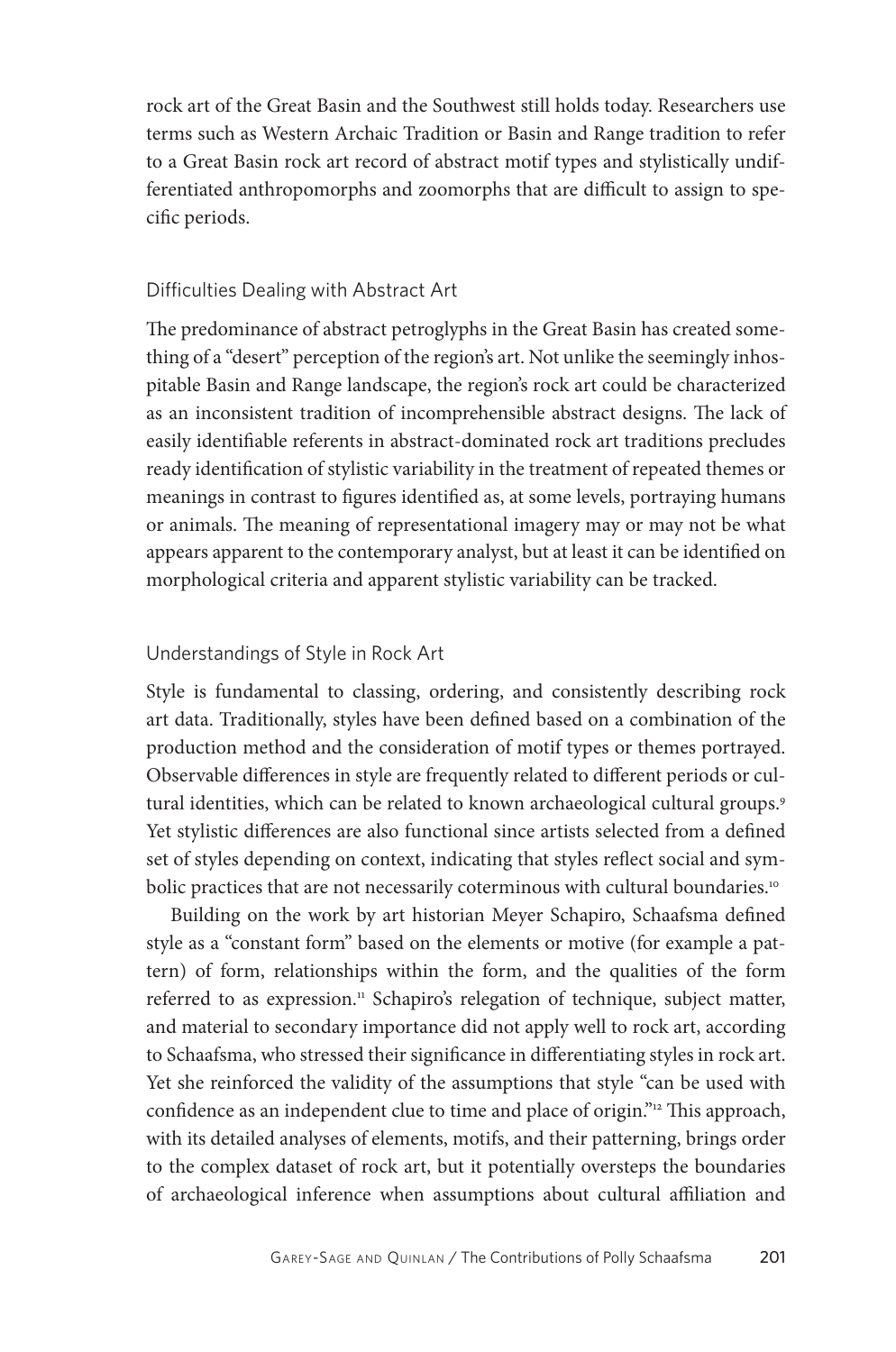rock art of the Great Basin and the Southwest still holds today. Researchers use terms such as Western Archaic Tradition or Basin and Range tradition to refer to a Great Basin rock art record of abstract motif types and stylistically undifferentiated anthropomorphs and zoomorphs that are difficult to assign to specific periods.

### Difficulties Dealing with Abstract Art

The predominance of abstract petroglyphs in the Great Basin has created something of a "desert" perception of the region's art. Not unlike the seemingly inhospitable Basin and Range landscape, the region's rock art could be characterized as an inconsistent tradition of incomprehensible abstract designs. The lack of easily identifiable referents in abstract-dominated rock art traditions precludes ready identification of stylistic variability in the treatment of repeated themes or meanings in contrast to figures identified as, at some levels, portraying humans or animals. The meaning of representational imagery may or may not be what appears apparent to the contemporary analyst, but at least it can be identified on morphological criteria and apparent stylistic variability can be tracked.

### Understandings of Style in Rock Art

Style is fundamental to classing, ordering, and consistently describing rock art data. Traditionally, styles have been defined based on a combination of the production method and the consideration of motif types or themes portrayed. Observable differences in style are frequently related to different periods or cultural identities, which can be related to known archaeological cultural groups.[9] Yet stylistic differences are also functional since artists selected from a defined set of styles depending on context, indicating that styles reflect social and symbolic practices that are not necessarily coterminous with cultural boundaries.[10]

Building on the work by art historian Meyer Schapiro, Schaafsma defined style as a "constant form" based on the elements or motive (for example a pattern) of form, relationships within the form, and the qualities of the form referred to as expression.[11] Schapiro's relegation of technique, subject matter, and material to secondary importance did not apply well to rock art, according to Schaafsma, who stressed their significance in differentiating styles in rock art. Yet she reinforced the validity of the assumptions that style "can be used with confidence as an independent clue to time and place of origin."[12] This approach, with its detailed analyses of elements, motifs, and their patterning, brings order to the complex dataset of rock art, but it potentially oversteps the boundaries of archaeological inference when assumptions about cultural affiliation and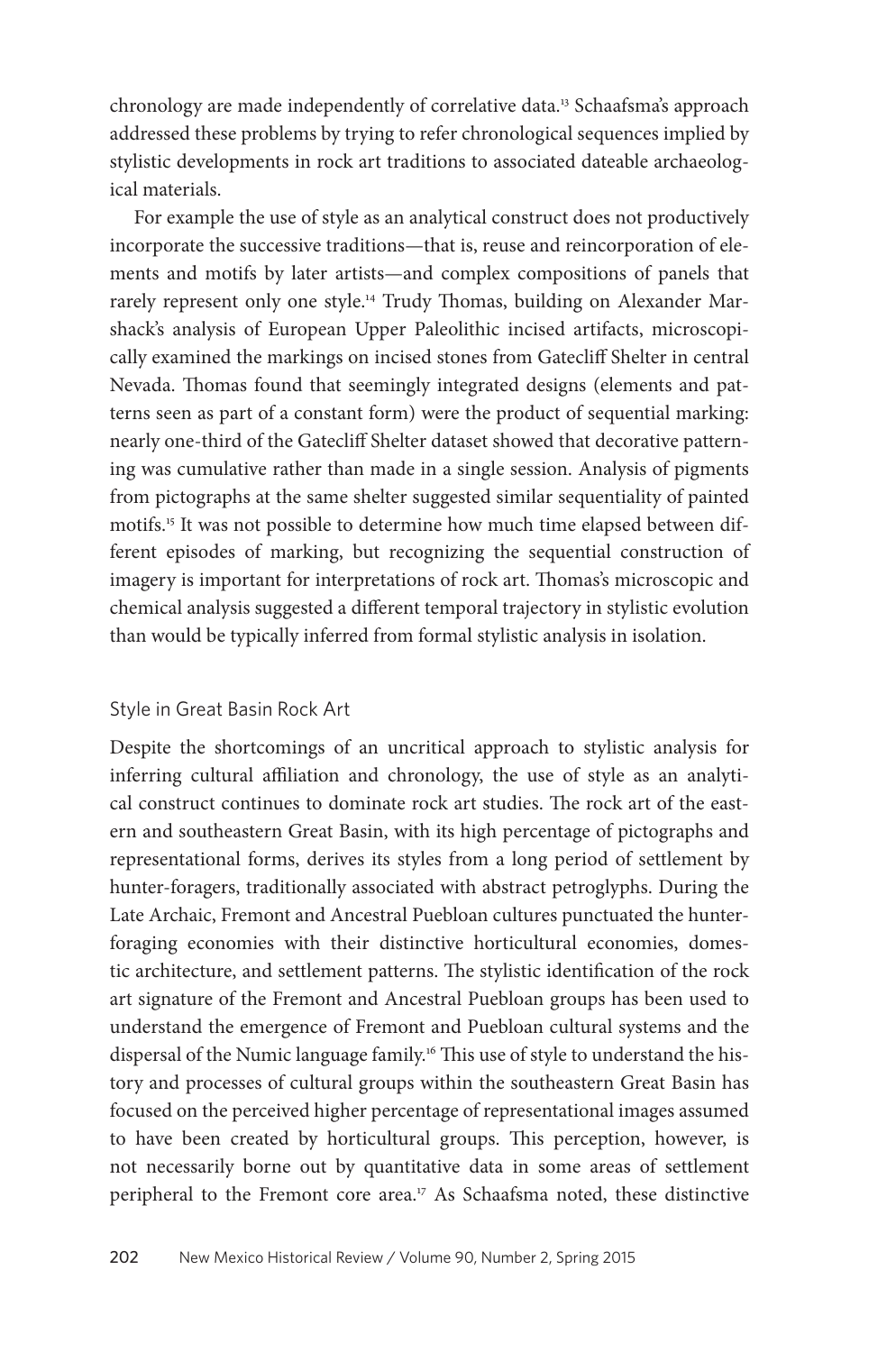chronology are made independently of correlative data.[13] Schaafsma's approach addressed these problems by trying to refer chronological sequences implied by stylistic developments in rock art traditions to associated dateable archaeological materials.

For example the use of style as an analytical construct does not productively incorporate the successive traditions—that is, reuse and reincorporation of elements and motifs by later artists—and complex compositions of panels that rarely represent only one style.[14] Trudy Thomas, building on Alexander Marshack's analysis of European Upper Paleolithic incised artifacts, microscopically examined the markings on incised stones from Gatecliff Shelter in central Nevada. Thomas found that seemingly integrated designs (elements and patterns seen as part of a constant form) were the product of sequential marking: nearly one-third of the Gatecliff Shelter dataset showed that decorative patterning was cumulative rather than made in a single session. Analysis of pigments from pictographs at the same shelter suggested similar sequentiality of painted motifs.[15] It was not possible to determine how much time elapsed between different episodes of marking, but recognizing the sequential construction of imagery is important for interpretations of rock art. Thomas's microscopic and chemical analysis suggested a different temporal trajectory in stylistic evolution than would be typically inferred from formal stylistic analysis in isolation.

## Style in Great Basin Rock Art

Despite the shortcomings of an uncritical approach to stylistic analysis for inferring cultural affiliation and chronology, the use of style as an analytical construct continues to dominate rock art studies. The rock art of the eastern and southeastern Great Basin, with its high percentage of pictographs and representational forms, derives its styles from a long period of settlement by hunter-foragers, traditionally associated with abstract petroglyphs. During the Late Archaic, Fremont and Ancestral Puebloan cultures punctuated the hunter-foraging economies with their distinctive horticultural economies, domestic architecture, and settlement patterns. The stylistic identification of the rock art signature of the Fremont and Ancestral Puebloan groups has been used to understand the emergence of Fremont and Puebloan cultural systems and the dispersal of the Numic language family.[16] This use of style to understand the history and processes of cultural groups within the southeastern Great Basin has focused on the perceived higher percentage of representational images assumed to have been created by horticultural groups. This perception, however, is not necessarily borne out by quantitative data in some areas of settlement peripheral to the Fremont core area.[17] As Schaafsma noted, these distinctive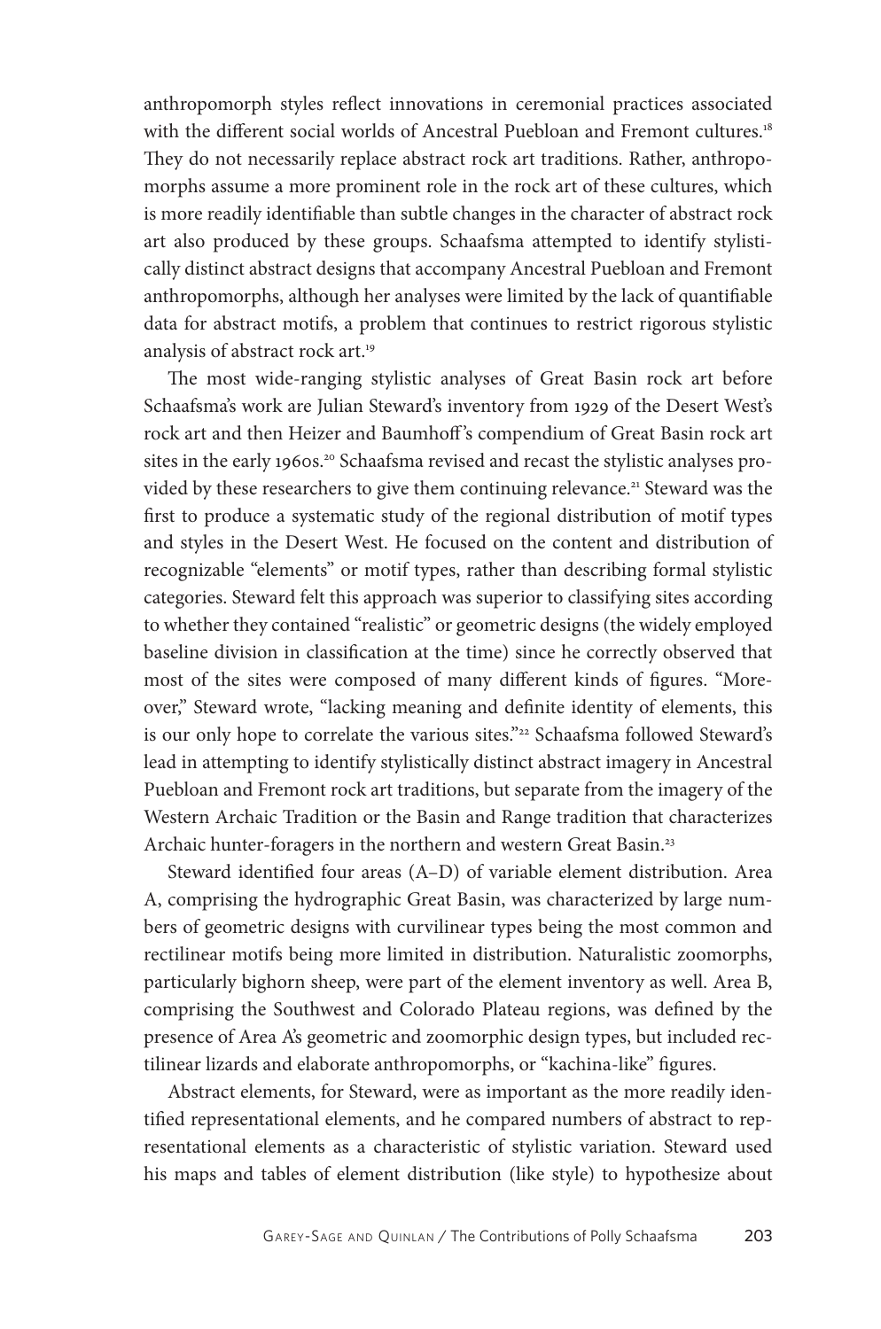anthropomorph styles reflect innovations in ceremonial practices associated with the different social worlds of Ancestral Puebloan and Fremont cultures.[18] They do not necessarily replace abstract rock art traditions. Rather, anthropomorphs assume a more prominent role in the rock art of these cultures, which is more readily identifiable than subtle changes in the character of abstract rock art also produced by these groups. Schaafsma attempted to identify stylistically distinct abstract designs that accompany Ancestral Puebloan and Fremont anthropomorphs, although her analyses were limited by the lack of quantifiable data for abstract motifs, a problem that continues to restrict rigorous stylistic analysis of abstract rock art.[19]

The most wide-ranging stylistic analyses of Great Basin rock art before Schaafsma's work are Julian Steward's inventory from 1929 of the Desert West's rock art and then Heizer and Baumhoff's compendium of Great Basin rock art sites in the early 1960s.[20] Schaafsma revised and recast the stylistic analyses provided by these researchers to give them continuing relevance.[21] Steward was the first to produce a systematic study of the regional distribution of motif types and styles in the Desert West. He focused on the content and distribution of recognizable "elements" or motif types, rather than describing formal stylistic categories. Steward felt this approach was superior to classifying sites according to whether they contained "realistic" or geometric designs (the widely employed baseline division in classification at the time) since he correctly observed that most of the sites were composed of many different kinds of figures. "Moreover," Steward wrote, "lacking meaning and definite identity of elements, this is our only hope to correlate the various sites."[22] Schaafsma followed Steward's lead in attempting to identify stylistically distinct abstract imagery in Ancestral Puebloan and Fremont rock art traditions, but separate from the imagery of the Western Archaic Tradition or the Basin and Range tradition that characterizes Archaic hunter-foragers in the northern and western Great Basin.[23]

Steward identified four areas (A–D) of variable element distribution. Area A, comprising the hydrographic Great Basin, was characterized by large numbers of geometric designs with curvilinear types being the most common and rectilinear motifs being more limited in distribution. Naturalistic zoomorphs, particularly bighorn sheep, were part of the element inventory as well. Area B, comprising the Southwest and Colorado Plateau regions, was defined by the presence of Area A's geometric and zoomorphic design types, but included rectilinear lizards and elaborate anthropomorphs, or "kachina-like" figures.

Abstract elements, for Steward, were as important as the more readily identified representational elements, and he compared numbers of abstract to representational elements as a characteristic of stylistic variation. Steward used his maps and tables of element distribution (like style) to hypothesize about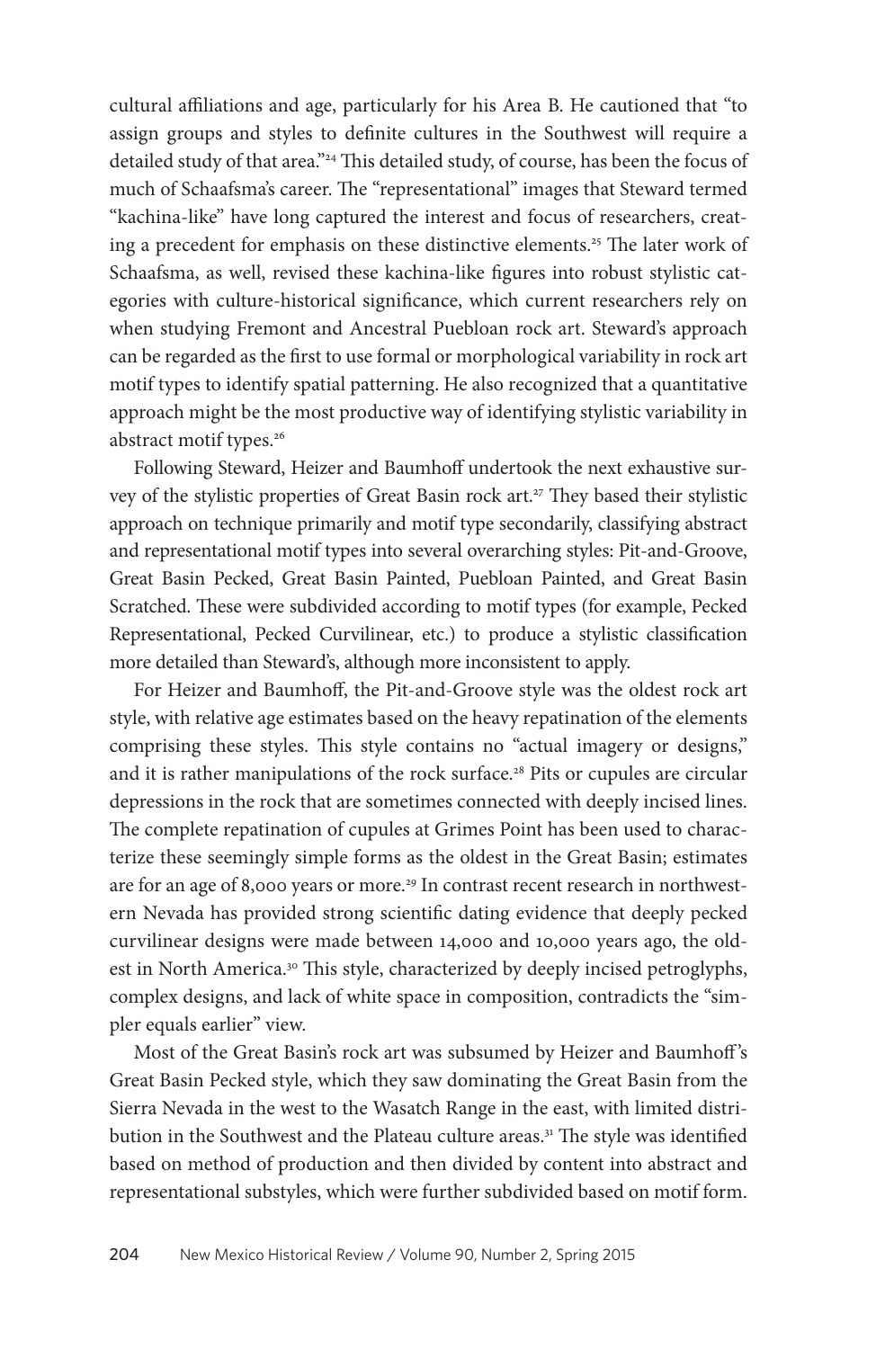cultural affiliations and age, particularly for his Area B. He cautioned that "to assign groups and styles to definite cultures in the Southwest will require a detailed study of that area."[24] This detailed study, of course, has been the focus of much of Schaafsma's career. The "representational" images that Steward termed "kachina-like" have long captured the interest and focus of researchers, creating a precedent for emphasis on these distinctive elements.[25] The later work of Schaafsma, as well, revised these kachina-like figures into robust stylistic categories with culture-historical significance, which current researchers rely on when studying Fremont and Ancestral Puebloan rock art. Steward's approach can be regarded as the first to use formal or morphological variability in rock art motif types to identify spatial patterning. He also recognized that a quantitative approach might be the most productive way of identifying stylistic variability in abstract motif types.[26]

Following Steward, Heizer and Baumhoff undertook the next exhaustive survey of the stylistic properties of Great Basin rock art.[27] They based their stylistic approach on technique primarily and motif type secondarily, classifying abstract and representational motif types into several overarching styles: Pit-and-Groove, Great Basin Pecked, Great Basin Painted, Puebloan Painted, and Great Basin Scratched. These were subdivided according to motif types (for example, Pecked Representational, Pecked Curvilinear, etc.) to produce a stylistic classification more detailed than Steward's, although more inconsistent to apply.

For Heizer and Baumhoff, the Pit-and-Groove style was the oldest rock art style, with relative age estimates based on the heavy repatination of the elements comprising these styles. This style contains no "actual imagery or designs," and it is rather manipulations of the rock surface.[28] Pits or cupules are circular depressions in the rock that are sometimes connected with deeply incised lines. The complete repatination of cupules at Grimes Point has been used to characterize these seemingly simple forms as the oldest in the Great Basin; estimates are for an age of 8,000 years or more.[29] In contrast recent research in northwestern Nevada has provided strong scientific dating evidence that deeply pecked curvilinear designs were made between 14,000 and 10,000 years ago, the oldest in North America.[30] This style, characterized by deeply incised petroglyphs, complex designs, and lack of white space in composition, contradicts the "simpler equals earlier" view.

Most of the Great Basin's rock art was subsumed by Heizer and Baumhoff's Great Basin Pecked style, which they saw dominating the Great Basin from the Sierra Nevada in the west to the Wasatch Range in the east, with limited distribution in the Southwest and the Plateau culture areas.[31] The style was identified based on method of production and then divided by content into abstract and representational substyles, which were further subdivided based on motif form.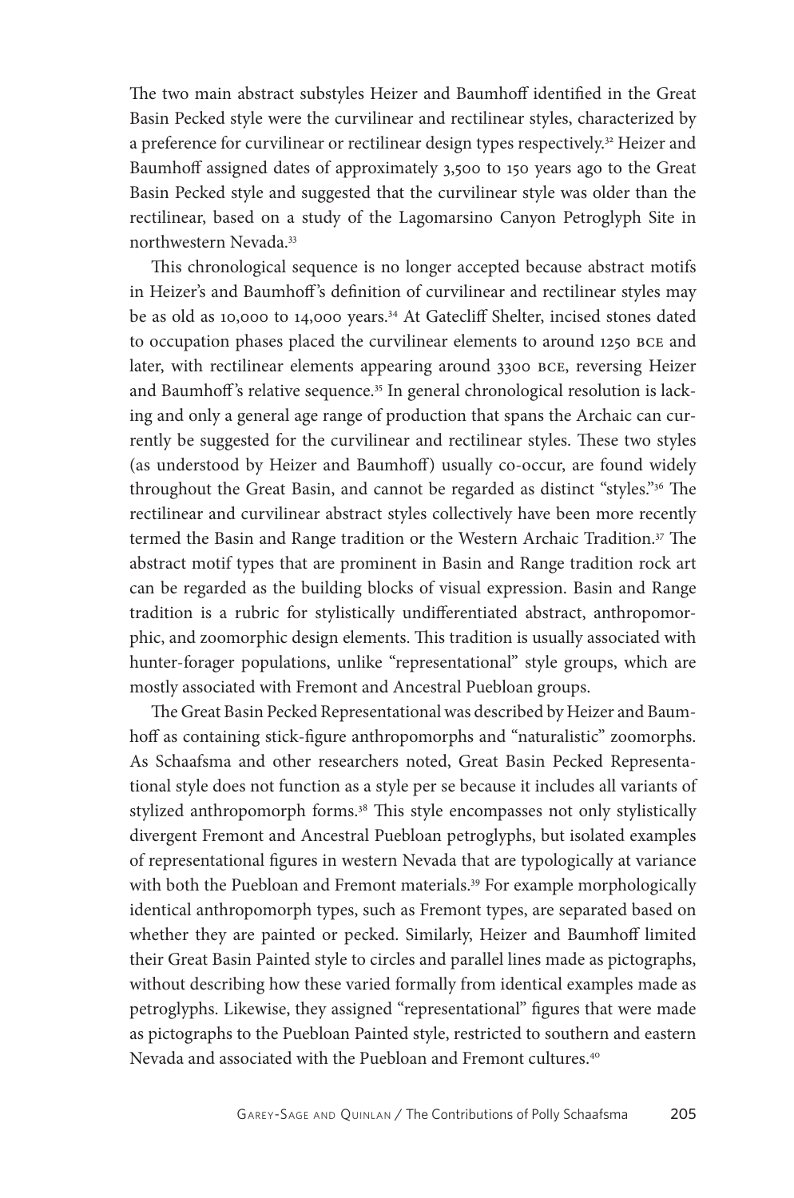The two main abstract substyles Heizer and Baumhoff identified in the Great Basin Pecked style were the curvilinear and rectilinear styles, characterized by a preference for curvilinear or rectilinear design types respectively.[32] Heizer and Baumhoff assigned dates of approximately 3,500 to 150 years ago to the Great Basin Pecked style and suggested that the curvilinear style was older than the rectilinear, based on a study of the Lagomarsino Canyon Petroglyph Site in northwestern Nevada.[33]

This chronological sequence is no longer accepted because abstract motifs in Heizer's and Baumhoff's definition of curvilinear and rectilinear styles may be as old as 10,000 to 14,000 years.[34] At Gatecliff Shelter, incised stones dated to occupation phases placed the curvilinear elements to around 1250 BCE and later, with rectilinear elements appearing around 3300 BCE, reversing Heizer and Baumhoff's relative sequence.[35] In general chronological resolution is lacking and only a general age range of production that spans the Archaic can currently be suggested for the curvilinear and rectilinear styles. These two styles (as understood by Heizer and Baumhoff) usually co-occur, are found widely throughout the Great Basin, and cannot be regarded as distinct "styles."[36] The rectilinear and curvilinear abstract styles collectively have been more recently termed the Basin and Range tradition or the Western Archaic Tradition.[37] The abstract motif types that are prominent in Basin and Range tradition rock art can be regarded as the building blocks of visual expression. Basin and Range tradition is a rubric for stylistically undifferentiated abstract, anthropomorphic, and zoomorphic design elements. This tradition is usually associated with hunter-forager populations, unlike "representational" style groups, which are mostly associated with Fremont and Ancestral Puebloan groups.

The Great Basin Pecked Representational was described by Heizer and Baumhoff as containing stick-figure anthropomorphs and "naturalistic" zoomorphs. As Schaafsma and other researchers noted, Great Basin Pecked Representational style does not function as a style per se because it includes all variants of stylized anthropomorph forms.[38] This style encompasses not only stylistically divergent Fremont and Ancestral Puebloan petroglyphs, but isolated examples of representational figures in western Nevada that are typologically at variance with both the Puebloan and Fremont materials.[39] For example morphologically identical anthropomorph types, such as Fremont types, are separated based on whether they are painted or pecked. Similarly, Heizer and Baumhoff limited their Great Basin Painted style to circles and parallel lines made as pictographs, without describing how these varied formally from identical examples made as petroglyphs. Likewise, they assigned "representational" figures that were made as pictographs to the Puebloan Painted style, restricted to southern and eastern Nevada and associated with the Puebloan and Fremont cultures.[40]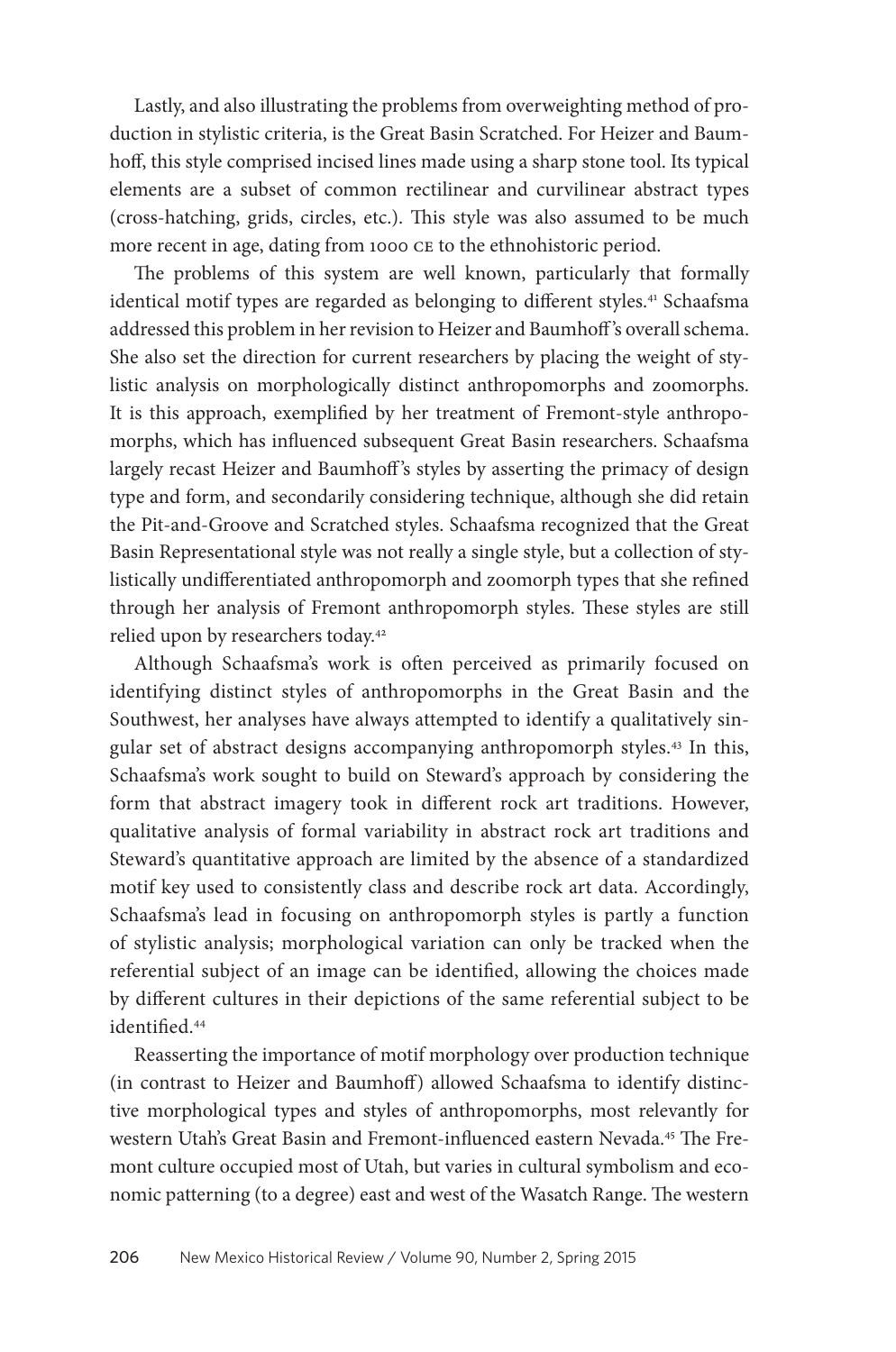Lastly, and also illustrating the problems from overweighting method of production in stylistic criteria, is the Great Basin Scratched. For Heizer and Baumhoff, this style comprised incised lines made using a sharp stone tool. Its typical elements are a subset of common rectilinear and curvilinear abstract types (cross-hatching, grids, circles, etc.). This style was also assumed to be much more recent in age, dating from 1000 CE to the ethnohistoric period.

The problems of this system are well known, particularly that formally identical motif types are regarded as belonging to different styles.[41] Schaafsma addressed this problem in her revision to Heizer and Baumhoff's overall schema. She also set the direction for current researchers by placing the weight of stylistic analysis on morphologically distinct anthropomorphs and zoomorphs. It is this approach, exemplified by her treatment of Fremont-style anthropomorphs, which has influenced subsequent Great Basin researchers. Schaafsma largely recast Heizer and Baumhoff's styles by asserting the primacy of design type and form, and secondarily considering technique, although she did retain the Pit-and-Groove and Scratched styles. Schaafsma recognized that the Great Basin Representational style was not really a single style, but a collection of stylistically undifferentiated anthropomorph and zoomorph types that she refined through her analysis of Fremont anthropomorph styles. These styles are still relied upon by researchers today.[42]

Although Schaafsma's work is often perceived as primarily focused on identifying distinct styles of anthropomorphs in the Great Basin and the Southwest, her analyses have always attempted to identify a qualitatively singular set of abstract designs accompanying anthropomorph styles.[43] In this, Schaafsma's work sought to build on Steward's approach by considering the form that abstract imagery took in different rock art traditions. However, qualitative analysis of formal variability in abstract rock art traditions and Steward's quantitative approach are limited by the absence of a standardized motif key used to consistently class and describe rock art data. Accordingly, Schaafsma's lead in focusing on anthropomorph styles is partly a function of stylistic analysis; morphological variation can only be tracked when the referential subject of an image can be identified, allowing the choices made by different cultures in their depictions of the same referential subject to be identified.[44]

Reasserting the importance of motif morphology over production technique (in contrast to Heizer and Baumhoff) allowed Schaafsma to identify distinctive morphological types and styles of anthropomorphs, most relevantly for western Utah's Great Basin and Fremont-influenced eastern Nevada.[45] The Fremont culture occupied most of Utah, but varies in cultural symbolism and economic patterning (to a degree) east and west of the Wasatch Range. The western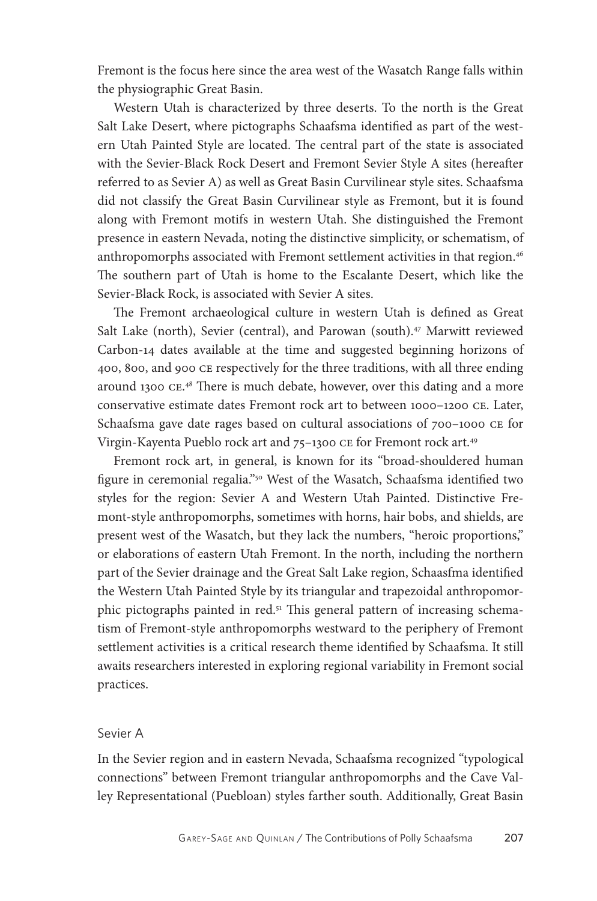Fremont is the focus here since the area west of the Wasatch Range falls within the physiographic Great Basin.

Western Utah is characterized by three deserts. To the north is the Great Salt Lake Desert, where pictographs Schaafsma identified as part of the western Utah Painted Style are located. The central part of the state is associated with the Sevier-Black Rock Desert and Fremont Sevier Style A sites (hereafter referred to as Sevier A) as well as Great Basin Curvilinear style sites. Schaafsma did not classify the Great Basin Curvilinear style as Fremont, but it is found along with Fremont motifs in western Utah. She distinguished the Fremont presence in eastern Nevada, noting the distinctive simplicity, or schematism, of anthropomorphs associated with Fremont settlement activities in that region.[46] The southern part of Utah is home to the Escalante Desert, which like the Sevier-Black Rock, is associated with Sevier A sites.

The Fremont archaeological culture in western Utah is defined as Great Salt Lake (north), Sevier (central), and Parowan (south).[47] Marwitt reviewed Carbon-14 dates available at the time and suggested beginning horizons of 400, 800, and 900 CE respectively for the three traditions, with all three ending around 1300 CE.[48] There is much debate, however, over this dating and a more conservative estimate dates Fremont rock art to between 1000–1200 CE. Later, Schaafsma gave date rages based on cultural associations of 700–1000 CE for Virgin-Kayenta Pueblo rock art and 75–1300 CE for Fremont rock art.[49]

Fremont rock art, in general, is known for its "broad-shouldered human figure in ceremonial regalia."[50] West of the Wasatch, Schaafsma identified two styles for the region: Sevier A and Western Utah Painted. Distinctive Fremont-style anthropomorphs, sometimes with horns, hair bobs, and shields, are present west of the Wasatch, but they lack the numbers, "heroic proportions," or elaborations of eastern Utah Fremont. In the north, including the northern part of the Sevier drainage and the Great Salt Lake region, Schaasfma identified the Western Utah Painted Style by its triangular and trapezoidal anthropomorphic pictographs painted in red.[51] This general pattern of increasing schematism of Fremont-style anthropomorphs westward to the periphery of Fremont settlement activities is a critical research theme identified by Schaafsma. It still awaits researchers interested in exploring regional variability in Fremont social practices.

## Sevier A

In the Sevier region and in eastern Nevada, Schaafsma recognized "typological connections" between Fremont triangular anthropomorphs and the Cave Valley Representational (Puebloan) styles farther south. Additionally, Great Basin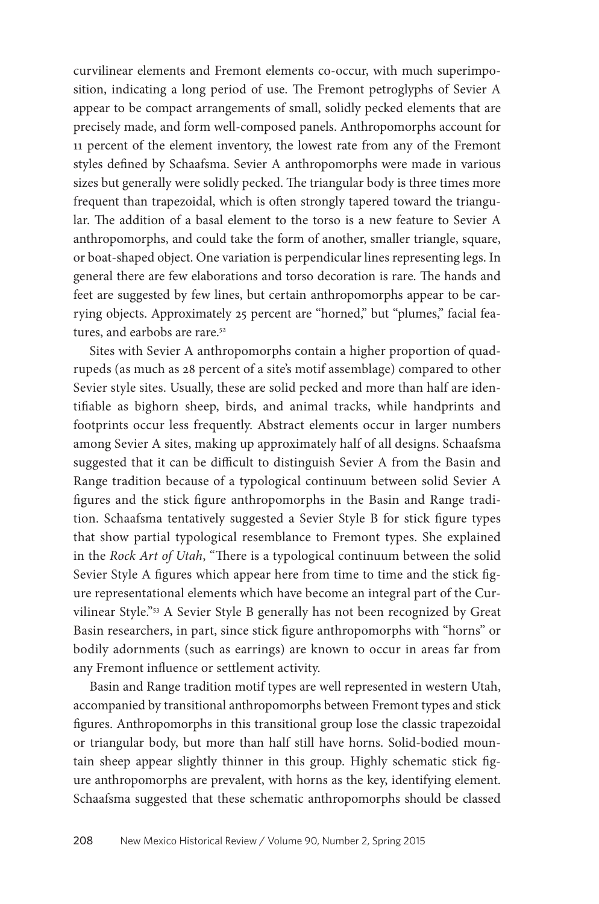curvilinear elements and Fremont elements co-occur, with much superimposition, indicating a long period of use. The Fremont petroglyphs of Sevier A appear to be compact arrangements of small, solidly pecked elements that are precisely made, and form well-composed panels. Anthropomorphs account for 11 percent of the element inventory, the lowest rate from any of the Fremont styles defined by Schaafsma. Sevier A anthropomorphs were made in various sizes but generally were solidly pecked. The triangular body is three times more frequent than trapezoidal, which is often strongly tapered toward the triangular. The addition of a basal element to the torso is a new feature to Sevier A anthropomorphs, and could take the form of another, smaller triangle, square, or boat-shaped object. One variation is perpendicular lines representing legs. In general there are few elaborations and torso decoration is rare. The hands and feet are suggested by few lines, but certain anthropomorphs appear to be carrying objects. Approximately 25 percent are "horned," but "plumes," facial features, and earbobs are rare.[52]

Sites with Sevier A anthropomorphs contain a higher proportion of quadrupeds (as much as 28 percent of a site's motif assemblage) compared to other Sevier style sites. Usually, these are solid pecked and more than half are identifiable as bighorn sheep, birds, and animal tracks, while handprints and footprints occur less frequently. Abstract elements occur in larger numbers among Sevier A sites, making up approximately half of all designs. Schaafsma suggested that it can be difficult to distinguish Sevier A from the Basin and Range tradition because of a typological continuum between solid Sevier A figures and the stick figure anthropomorphs in the Basin and Range tradition. Schaafsma tentatively suggested a Sevier Style B for stick figure types that show partial typological resemblance to Fremont types. She explained in the *Rock Art of Utah*, "There is a typological continuum between the solid Sevier Style A figures which appear here from time to time and the stick figure representational elements which have become an integral part of the Curvilinear Style."[53] A Sevier Style B generally has not been recognized by Great Basin researchers, in part, since stick figure anthropomorphs with "horns" or bodily adornments (such as earrings) are known to occur in areas far from any Fremont influence or settlement activity.

Basin and Range tradition motif types are well represented in western Utah, accompanied by transitional anthropomorphs between Fremont types and stick figures. Anthropomorphs in this transitional group lose the classic trapezoidal or triangular body, but more than half still have horns. Solid-bodied mountain sheep appear slightly thinner in this group. Highly schematic stick figure anthropomorphs are prevalent, with horns as the key, identifying element. Schaafsma suggested that these schematic anthropomorphs should be classed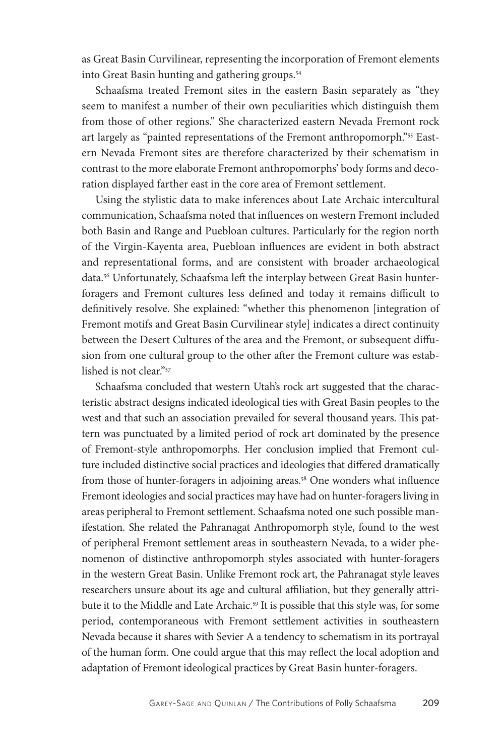as Great Basin Curvilinear, representing the incorporation of Fremont elements into Great Basin hunting and gathering groups.[54]

Schaafsma treated Fremont sites in the eastern Basin separately as "they seem to manifest a number of their own peculiarities which distinguish them from those of other regions." She characterized eastern Nevada Fremont rock art largely as "painted representations of the Fremont anthropomorph."[55] Eastern Nevada Fremont sites are therefore characterized by their schematism in contrast to the more elaborate Fremont anthropomorphs' body forms and decoration displayed farther east in the core area of Fremont settlement.

Using the stylistic data to make inferences about Late Archaic intercultural communication, Schaafsma noted that influences on western Fremont included both Basin and Range and Puebloan cultures. Particularly for the region north of the Virgin-Kayenta area, Puebloan influences are evident in both abstract and representational forms, and are consistent with broader archaeological data.[56] Unfortunately, Schaafsma left the interplay between Great Basin hunter-foragers and Fremont cultures less defined and today it remains difficult to definitively resolve. She explained: "whether this phenomenon [integration of Fremont motifs and Great Basin Curvilinear style] indicates a direct continuity between the Desert Cultures of the area and the Fremont, or subsequent diffusion from one cultural group to the other after the Fremont culture was established is not clear."[57]

Schaafsma concluded that western Utah's rock art suggested that the characteristic abstract designs indicated ideological ties with Great Basin peoples to the west and that such an association prevailed for several thousand years. This pattern was punctuated by a limited period of rock art dominated by the presence of Fremont-style anthropomorphs. Her conclusion implied that Fremont culture included distinctive social practices and ideologies that differed dramatically from those of hunter-foragers in adjoining areas.[58] One wonders what influence Fremont ideologies and social practices may have had on hunter-foragers living in areas peripheral to Fremont settlement. Schaafsma noted one such possible manifestation. She related the Pahranagat Anthropomorph style, found to the west of peripheral Fremont settlement areas in southeastern Nevada, to a wider phenomenon of distinctive anthropomorph styles associated with hunter-foragers in the western Great Basin. Unlike Fremont rock art, the Pahranagat style leaves researchers unsure about its age and cultural affiliation, but they generally attribute it to the Middle and Late Archaic.[59] It is possible that this style was, for some period, contemporaneous with Fremont settlement activities in southeastern Nevada because it shares with Sevier A a tendency to schematism in its portrayal of the human form. One could argue that this may reflect the local adoption and adaptation of Fremont ideological practices by Great Basin hunter-foragers.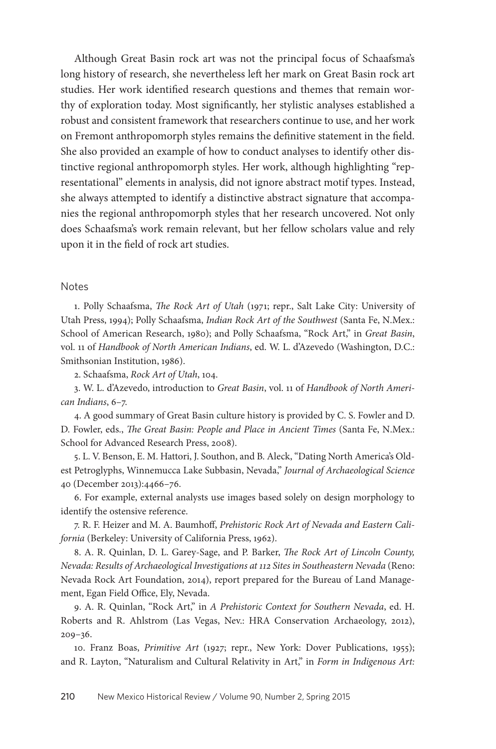Although Great Basin rock art was not the principal focus of Schaafsma's long history of research, she nevertheless left her mark on Great Basin rock art studies. Her work identified research questions and themes that remain worthy of exploration today. Most significantly, her stylistic analyses established a robust and consistent framework that researchers continue to use, and her work on Fremont anthropomorph styles remains the definitive statement in the field. She also provided an example of how to conduct analyses to identify other distinctive regional anthropomorph styles. Her work, although highlighting "representational" elements in analysis, did not ignore abstract motif types. Instead, she always attempted to identify a distinctive abstract signature that accompanies the regional anthropomorph styles that her research uncovered. Not only does Schaafsma's work remain relevant, but her fellow scholars value and rely upon it in the field of rock art studies.

## Notes

1. Polly Schaafsma, *The Rock Art of Utah* (1971; repr., Salt Lake City: University of Utah Press, 1994); Polly Schaafsma, *Indian Rock Art of the Southwest* (Santa Fe, N.Mex.: School of American Research, 1980); and Polly Schaafsma, "Rock Art," in *Great Basin*, vol. 11 of *Handbook of North American Indians*, ed. W. L. d'Azevedo (Washington, D.C.: Smithsonian Institution, 1986).

2. Schaafsma, *Rock Art of Utah*, 104.

3. W. L. d'Azevedo, introduction to *Great Basin*, vol. 11 of *Handbook of North American Indians*, 6–7.

4. A good summary of Great Basin culture history is provided by C. S. Fowler and D. D. Fowler, eds., *The Great Basin: People and Place in Ancient Times* (Santa Fe, N.Mex.: School for Advanced Research Press, 2008).

5. L. V. Benson, E. M. Hattori, J. Southon, and B. Aleck, "Dating North America's Oldest Petroglyphs, Winnemucca Lake Subbasin, Nevada," *Journal of Archaeological Science* 40 (December 2013):4466–76.

6. For example, external analysts use images based solely on design morphology to identify the ostensive reference.

7. R. F. Heizer and M. A. Baumhoff, *Prehistoric Rock Art of Nevada and Eastern California* (Berkeley: University of California Press, 1962).

8. A. R. Quinlan, D. L. Garey-Sage, and P. Barker, *The Rock Art of Lincoln County, Nevada: Results of Archaeological Investigations at 112 Sites in Southeastern Nevada* (Reno: Nevada Rock Art Foundation, 2014), report prepared for the Bureau of Land Management, Egan Field Office, Ely, Nevada.

9. A. R. Quinlan, "Rock Art," in *A Prehistoric Context for Southern Nevada*, ed. H. Roberts and R. Ahlstrom (Las Vegas, Nev.: HRA Conservation Archaeology, 2012), 209–36.

10. Franz Boas, *Primitive Art* (1927; repr., New York: Dover Publications, 1955); and R. Layton, "Naturalism and Cultural Relativity in Art," in *Form in Indigenous Art:*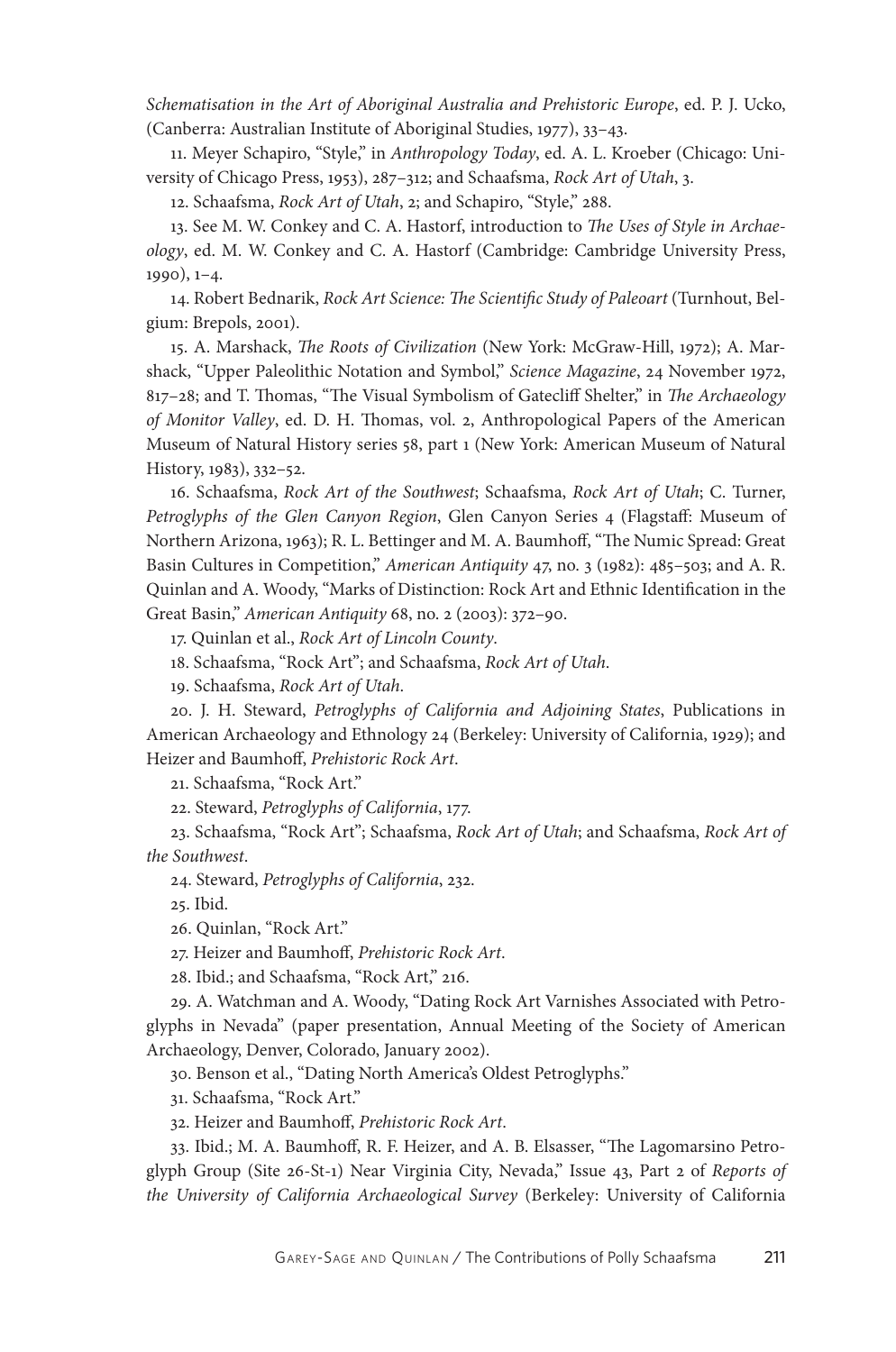*Schematisation in the Art of Aboriginal Australia and Prehistoric Europe*, ed. P. J. Ucko, (Canberra: Australian Institute of Aboriginal Studies, 1977), 33–43.

11. Meyer Schapiro, "Style," in *Anthropology Today*, ed. A. L. Kroeber (Chicago: University of Chicago Press, 1953), 287–312; and Schaafsma, *Rock Art of Utah*, 3.

12. Schaafsma, *Rock Art of Utah*, 2; and Schapiro, "Style," 288.

13. See M. W. Conkey and C. A. Hastorf, introduction to *The Uses of Style in Archaeology*, ed. M. W. Conkey and C. A. Hastorf (Cambridge: Cambridge University Press, 1990), 1–4.

14. Robert Bednarik, *Rock Art Science: The Scientific Study of Paleoart* (Turnhout, Belgium: Brepols, 2001).

15. A. Marshack, *The Roots of Civilization* (New York: McGraw-Hill, 1972); A. Marshack, "Upper Paleolithic Notation and Symbol," *Science Magazine*, 24 November 1972, 817–28; and T. Thomas, "The Visual Symbolism of Gatecliff Shelter," in *The Archaeology of Monitor Valley*, ed. D. H. Thomas, vol. 2, Anthropological Papers of the American Museum of Natural History series 58, part 1 (New York: American Museum of Natural History, 1983), 332–52.

16. Schaafsma, *Rock Art of the Southwest*; Schaafsma, *Rock Art of Utah*; C. Turner, *Petroglyphs of the Glen Canyon Region*, Glen Canyon Series 4 (Flagstaff: Museum of Northern Arizona, 1963); R. L. Bettinger and M. A. Baumhoff, "The Numic Spread: Great Basin Cultures in Competition," *American Antiquity* 47, no. 3 (1982): 485–503; and A. R. Quinlan and A. Woody, "Marks of Distinction: Rock Art and Ethnic Identification in the Great Basin," *American Antiquity* 68, no. 2 (2003): 372–90.

17. Quinlan et al., *Rock Art of Lincoln County*.

18. Schaafsma, "Rock Art"; and Schaafsma, *Rock Art of Utah*.

19. Schaafsma, *Rock Art of Utah*.

20. J. H. Steward, *Petroglyphs of California and Adjoining States*, Publications in American Archaeology and Ethnology 24 (Berkeley: University of California, 1929); and Heizer and Baumhoff, *Prehistoric Rock Art*.

21. Schaafsma, "Rock Art."

22. Steward, *Petroglyphs of California*, 177.

23. Schaafsma, "Rock Art"; Schaafsma, *Rock Art of Utah*; and Schaafsma, *Rock Art of the Southwest*.

24. Steward, *Petroglyphs of California*, 232.

25. Ibid.

26. Quinlan, "Rock Art."

27. Heizer and Baumhoff, *Prehistoric Rock Art*.

28. Ibid.; and Schaafsma, "Rock Art," 216.

29. A. Watchman and A. Woody, "Dating Rock Art Varnishes Associated with Petroglyphs in Nevada" (paper presentation, Annual Meeting of the Society of American Archaeology, Denver, Colorado, January 2002).

30. Benson et al., "Dating North America's Oldest Petroglyphs."

31. Schaafsma, "Rock Art."

32. Heizer and Baumhoff, *Prehistoric Rock Art*.

33. Ibid.; M. A. Baumhoff, R. F. Heizer, and A. B. Elsasser, "The Lagomarsino Petroglyph Group (Site 26-St-1) Near Virginia City, Nevada," Issue 43, Part 2 of *Reports of the University of California Archaeological Survey* (Berkeley: University of California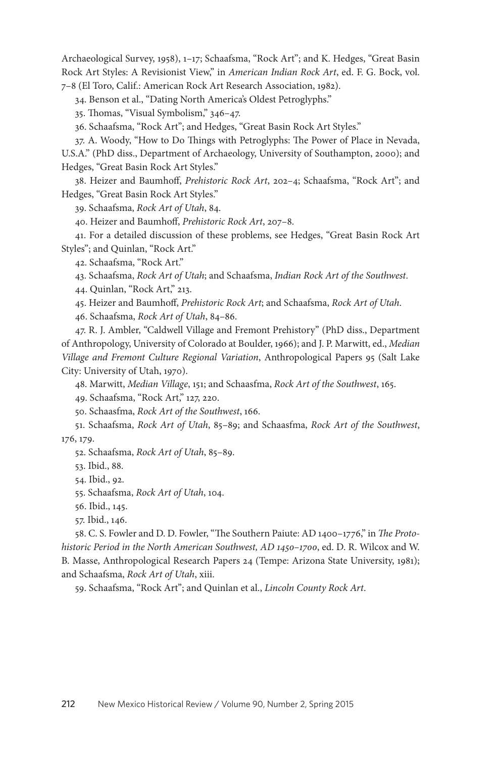Archaeological Survey, 1958), 1–17; Schaafsma, "Rock Art"; and K. Hedges, "Great Basin Rock Art Styles: A Revisionist View," in *American Indian Rock Art*, ed. F. G. Bock, vol. 7–8 (El Toro, Calif.: American Rock Art Research Association, 1982).

34. Benson et al., "Dating North America's Oldest Petroglyphs."

35. Thomas, "Visual Symbolism," 346–47.

36. Schaafsma, "Rock Art"; and Hedges, "Great Basin Rock Art Styles."

37. A. Woody, "How to Do Things with Petroglyphs: The Power of Place in Nevada, U.S.A." (PhD diss., Department of Archaeology, University of Southampton, 2000); and Hedges, "Great Basin Rock Art Styles."

38. Heizer and Baumhoff, *Prehistoric Rock Art*, 202–4; Schaafsma, "Rock Art"; and Hedges, "Great Basin Rock Art Styles."

39. Schaafsma, *Rock Art of Utah*, 84.

40. Heizer and Baumhoff, *Prehistoric Rock Art*, 207–8.

41. For a detailed discussion of these problems, see Hedges, "Great Basin Rock Art Styles"; and Quinlan, "Rock Art."

42. Schaafsma, "Rock Art."

43. Schaafsma, *Rock Art of Utah*; and Schaafsma, *Indian Rock Art of the Southwest*.

44. Quinlan, "Rock Art," 213.

45. Heizer and Baumhoff, *Prehistoric Rock Art*; and Schaafsma, *Rock Art of Utah*.

46. Schaafsma, *Rock Art of Utah*, 84–86.

47. R. J. Ambler, "Caldwell Village and Fremont Prehistory" (PhD diss., Department of Anthropology, University of Colorado at Boulder, 1966); and J. P. Marwitt, ed., *Median Village and Fremont Culture Regional Variation*, Anthropological Papers 95 (Salt Lake City: University of Utah, 1970).

48. Marwitt, *Median Village*, 151; and Schaasfma, *Rock Art of the Southwest*, 165.

49. Schaafsma, "Rock Art," 127, 220.

50. Schaasfma, *Rock Art of the Southwest*, 166.

51. Schaafsma, *Rock Art of Utah*, 85–89; and Schaasfma, *Rock Art of the Southwest*, 176, 179.

52. Schaafsma, *Rock Art of Utah*, 85–89.

53. Ibid., 88.

54. Ibid., 92.

55. Schaafsma, *Rock Art of Utah*, 104.

56. Ibid., 145.

57. Ibid., 146.

58. C. S. Fowler and D. D. Fowler, "The Southern Paiute: AD 1400–1776," in *The Protohistoric Period in the North American Southwest, AD 1450–1700*, ed. D. R. Wilcox and W. B. Masse, Anthropological Research Papers 24 (Tempe: Arizona State University, 1981); and Schaafsma, *Rock Art of Utah*, xiii.

59. Schaafsma, "Rock Art"; and Quinlan et al., *Lincoln County Rock Art*.